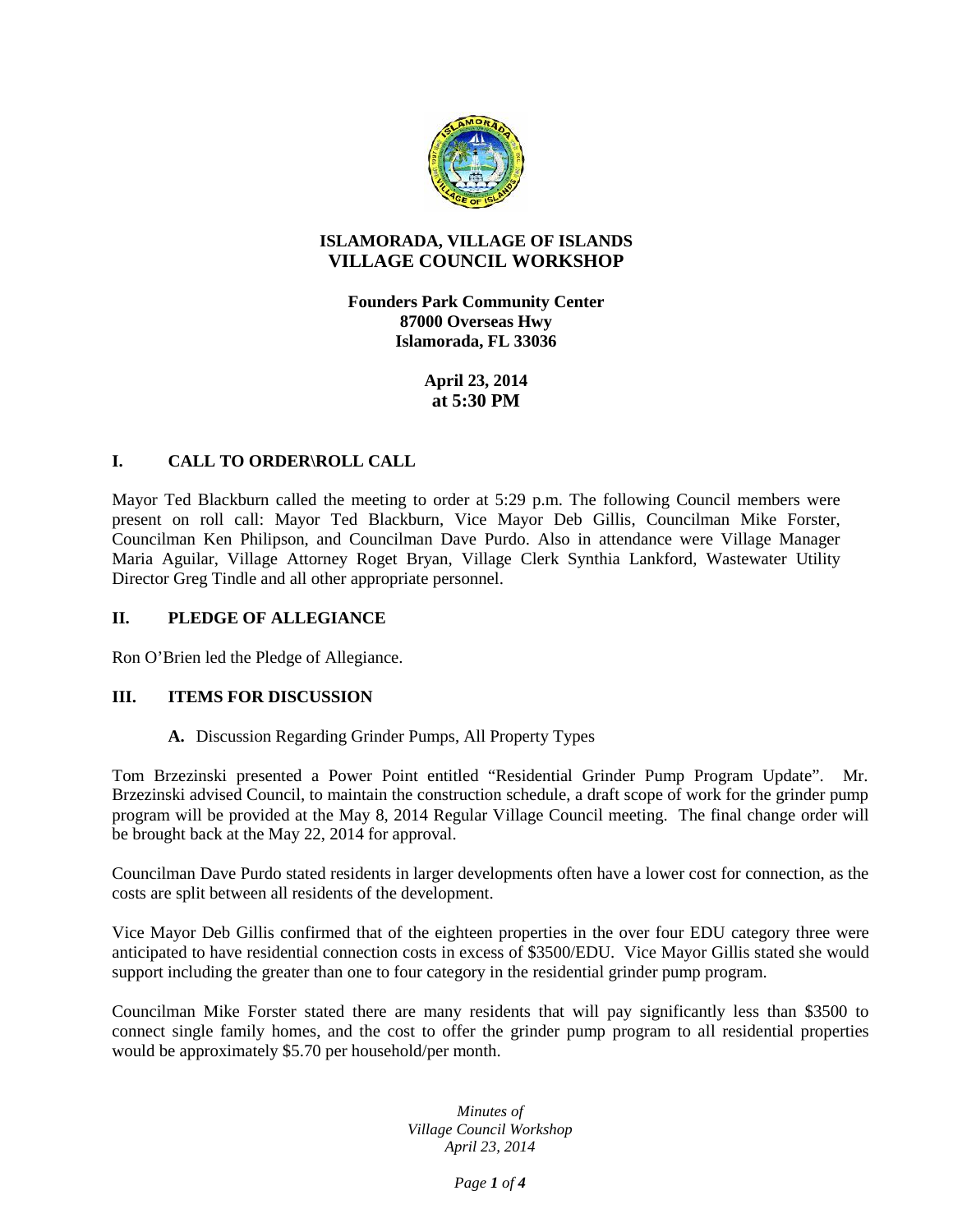# ISLAMORADA, VILLAGE OF ISLANDS
## VILLAGE COUNCIL WORKSHOP

**Founders Park Community Center**
**87000 Overseas Hwy**
**Islamorada, FL 33036**

**April 23, 2014**
**at 5:30 PM**

### I. CALL TO ORDER\ROLL CALL

Mayor Ted Blackburn called the meeting to order at 5:29 p.m. The following Council members were present on roll call: Mayor Ted Blackburn, Vice Mayor Deb Gillis, Councilman Mike Forster, Councilman Ken Philipson, and Councilman Dave Purdo. Also in attendance were Village Manager Maria Aguilar, Village Attorney Roget Bryan, Village Clerk Synthia Lankford, Wastewater Utility Director Greg Tindle and all other appropriate personnel.

### II. PLEDGE OF ALLEGIANCE

Ron O'Brien led the Pledge of Allegiance.

### III. ITEMS FOR DISCUSSION

**A.** Discussion Regarding Grinder Pumps, All Property Types

Tom Brzezinski presented a Power Point entitled "Residential Grinder Pump Program Update". Mr. Brzezinski advised Council, to maintain the construction schedule, a draft scope of work for the grinder pump program will be provided at the May 8, 2014 Regular Village Council meeting. The final change order will be brought back at the May 22, 2014 for approval.

Councilman Dave Purdo stated residents in larger developments often have a lower cost for connection, as the costs are split between all residents of the development.

Vice Mayor Deb Gillis confirmed that of the eighteen properties in the over four EDU category three were anticipated to have residential connection costs in excess of $3500/EDU. Vice Mayor Gillis stated she would support including the greater than one to four category in the residential grinder pump program.

Councilman Mike Forster stated there are many residents that will pay significantly less than $3500 to connect single family homes, and the cost to offer the grinder pump program to all residential properties would be approximately $5.70 per household/per month.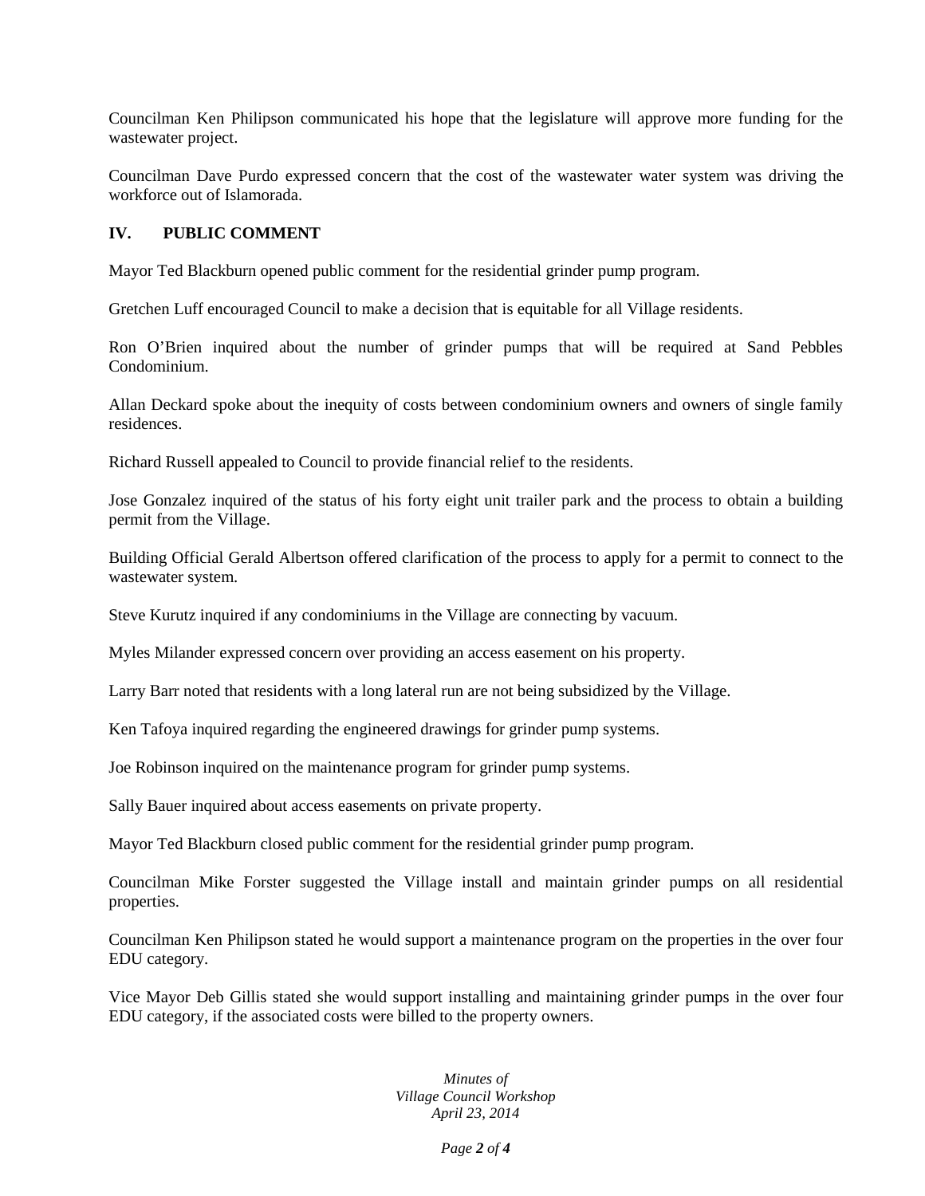Councilman Ken Philipson communicated his hope that the legislature will approve more funding for the wastewater project.

Councilman Dave Purdo expressed concern that the cost of the wastewater water system was driving the workforce out of Islamorada.

## IV. PUBLIC COMMENT

Mayor Ted Blackburn opened public comment for the residential grinder pump program.

Gretchen Luff encouraged Council to make a decision that is equitable for all Village residents.

Ron O'Brien inquired about the number of grinder pumps that will be required at Sand Pebbles Condominium.

Allan Deckard spoke about the inequity of costs between condominium owners and owners of single family residences.

Richard Russell appealed to Council to provide financial relief to the residents.

Jose Gonzalez inquired of the status of his forty eight unit trailer park and the process to obtain a building permit from the Village.

Building Official Gerald Albertson offered clarification of the process to apply for a permit to connect to the wastewater system.

Steve Kurutz inquired if any condominiums in the Village are connecting by vacuum.

Myles Milander expressed concern over providing an access easement on his property.

Larry Barr noted that residents with a long lateral run are not being subsidized by the Village.

Ken Tafoya inquired regarding the engineered drawings for grinder pump systems.

Joe Robinson inquired on the maintenance program for grinder pump systems.

Sally Bauer inquired about access easements on private property.

Mayor Ted Blackburn closed public comment for the residential grinder pump program.

Councilman Mike Forster suggested the Village install and maintain grinder pumps on all residential properties.

Councilman Ken Philipson stated he would support a maintenance program on the properties in the over four EDU category.

Vice Mayor Deb Gillis stated she would support installing and maintaining grinder pumps in the over four EDU category, if the associated costs were billed to the property owners.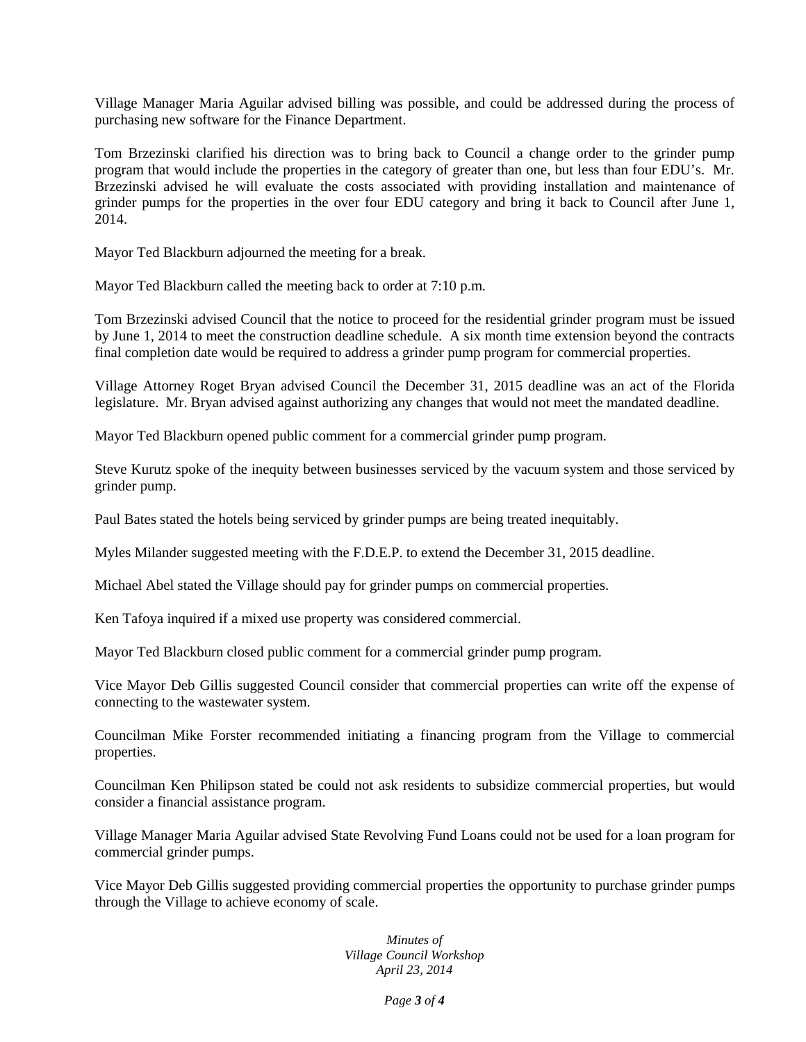Village Manager Maria Aguilar advised billing was possible, and could be addressed during the process of purchasing new software for the Finance Department.

Tom Brzezinski clarified his direction was to bring back to Council a change order to the grinder pump program that would include the properties in the category of greater than one, but less than four EDU's. Mr. Brzezinski advised he will evaluate the costs associated with providing installation and maintenance of grinder pumps for the properties in the over four EDU category and bring it back to Council after June 1, 2014.

Mayor Ted Blackburn adjourned the meeting for a break.

Mayor Ted Blackburn called the meeting back to order at 7:10 p.m.

Tom Brzezinski advised Council that the notice to proceed for the residential grinder program must be issued by June 1, 2014 to meet the construction deadline schedule. A six month time extension beyond the contracts final completion date would be required to address a grinder pump program for commercial properties.

Village Attorney Roget Bryan advised Council the December 31, 2015 deadline was an act of the Florida legislature. Mr. Bryan advised against authorizing any changes that would not meet the mandated deadline.

Mayor Ted Blackburn opened public comment for a commercial grinder pump program.

Steve Kurutz spoke of the inequity between businesses serviced by the vacuum system and those serviced by grinder pump.

Paul Bates stated the hotels being serviced by grinder pumps are being treated inequitably.

Myles Milander suggested meeting with the F.D.E.P. to extend the December 31, 2015 deadline.

Michael Abel stated the Village should pay for grinder pumps on commercial properties.

Ken Tafoya inquired if a mixed use property was considered commercial.

Mayor Ted Blackburn closed public comment for a commercial grinder pump program.

Vice Mayor Deb Gillis suggested Council consider that commercial properties can write off the expense of connecting to the wastewater system.

Councilman Mike Forster recommended initiating a financing program from the Village to commercial properties.

Councilman Ken Philipson stated be could not ask residents to subsidize commercial properties, but would consider a financial assistance program.

Village Manager Maria Aguilar advised State Revolving Fund Loans could not be used for a loan program for commercial grinder pumps.

Vice Mayor Deb Gillis suggested providing commercial properties the opportunity to purchase grinder pumps through the Village to achieve economy of scale.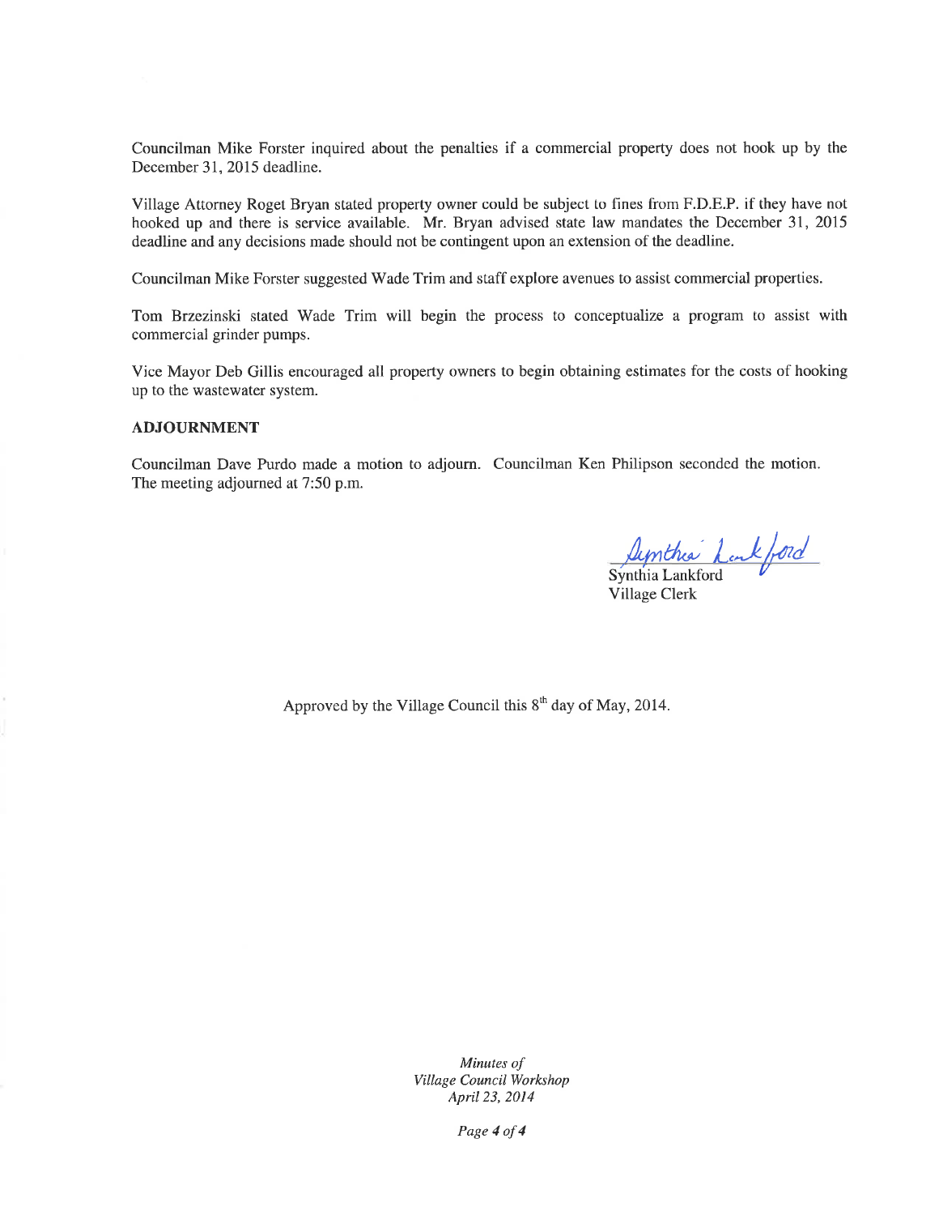Councilman Mike Forster inquired about the penalties if a commercial property does not hook up by the December 31, 2015 deadline.

Village Attorney Roget Bryan stated property owner could be subject to fines from F.D.E.P. if they have not hooked up and there is service available. Mr. Bryan advised state law mandates the December 31, 2015 deadline and any decisions made should not be contingent upon an extension of the deadline.

Councilman Mike Forster suggested Wade Trim and staff explore avenues to assist commercial properties.

Tom Brzezinski stated Wade Trim will begin the process to conceptualize a program to assist with commercial grinder pumps.

Vice Mayor Deb Gillis encouraged all property owners to begin obtaining estimates for the costs of hooking up to the wastewater system.

**ADJOURNMENT**

Councilman Dave Purdo made a motion to adjourn. Councilman Ken Philipson seconded the motion. The meeting adjourned at 7:50 p.m.

Synthia Lankford
Village Clerk

Approved by the Village Council this 8th day of May, 2014.

*Minutes of*
*Village Council Workshop*
*April 23, 2014*